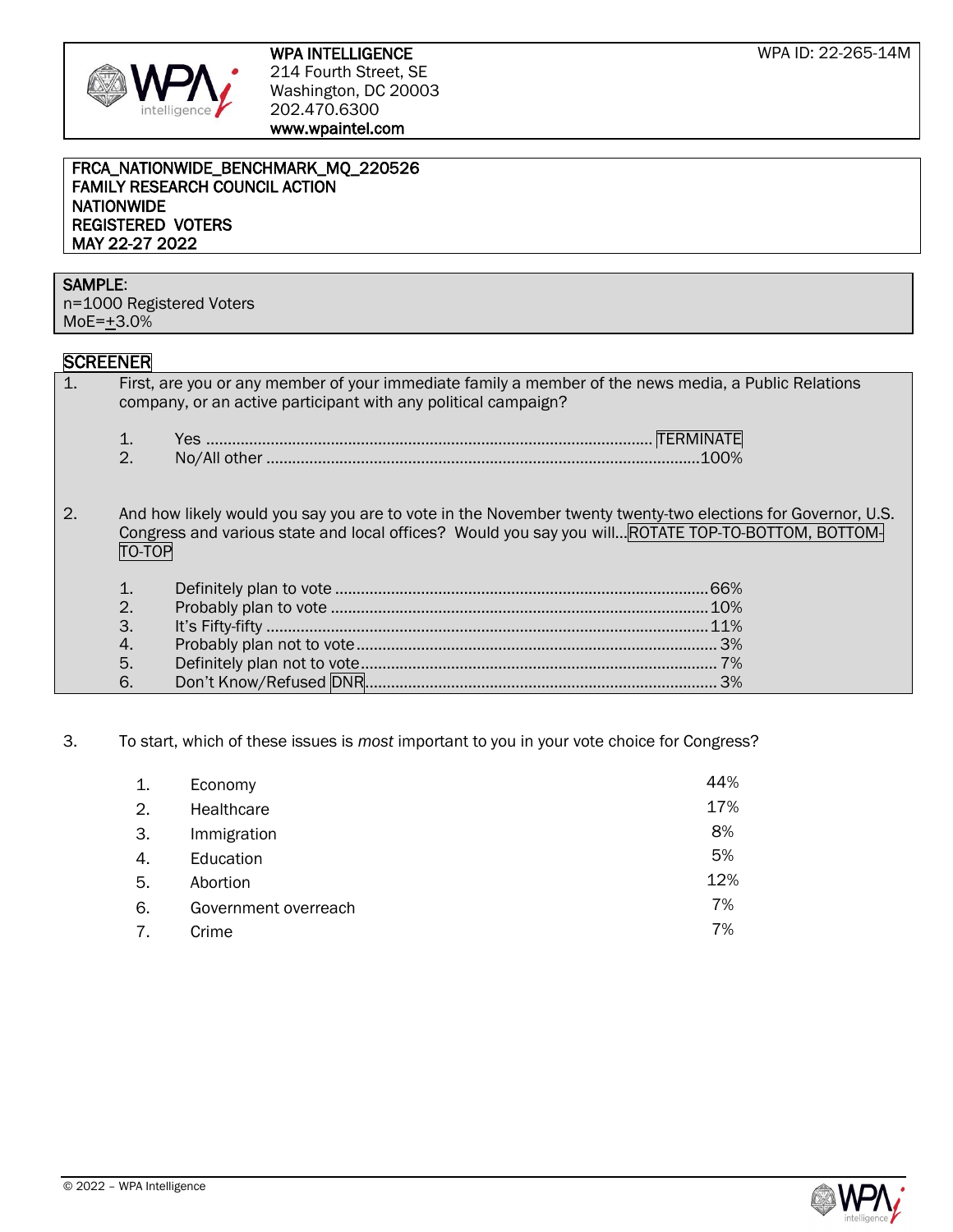**WPA INTELLIGENCE**
214 Fourth Street, SE
Washington, DC 20003
202.470.6300
**www.wpaintel.com**

WPA ID: 22-265-14M

**FRCA_NATIONWIDE_BENCHMARK_MQ_220526**
**FAMILY RESEARCH COUNCIL ACTION**
**NATIONWIDE**
**REGISTERED VOTERS**
**MAY 22-27 2022**

**SAMPLE:**
n=1000 Registered Voters
MoE=+3.0%

## SCREENER

1. First, are you or any member of your immediate family a member of the news media, a Public Relations company, or an active participant with any political campaign?

    1. Yes ........................................ TERMINATE
    2. No/All other ........................................ 100%

2. And how likely would you say you are to vote in the November twenty twenty-two elections for Governor, U.S. Congress and various state and local offices? Would you say you will... ROTATE TOP-TO-BOTTOM, BOTTOM-TO-TOP

    1. Definitely plan to vote ........................................ 66%
    2. Probably plan to vote ........................................ 10%
    3. It's Fifty-fifty ........................................ 11%
    4. Probably plan not to vote ........................................ 3%
    5. Definitely plan not to vote ........................................ 7%
    6. Don't Know/Refused DNR ........................................ 3%

3. To start, which of these issues is *most* important to you in your vote choice for Congress?

| | | |
|---|---|---|
| 1. | Economy | 44% |
| 2. | Healthcare | 17% |
| 3. | Immigration | 8% |
| 4. | Education | 5% |
| 5. | Abortion | 12% |
| 6. | Government overreach | 7% |
| 7. | Crime | 7% |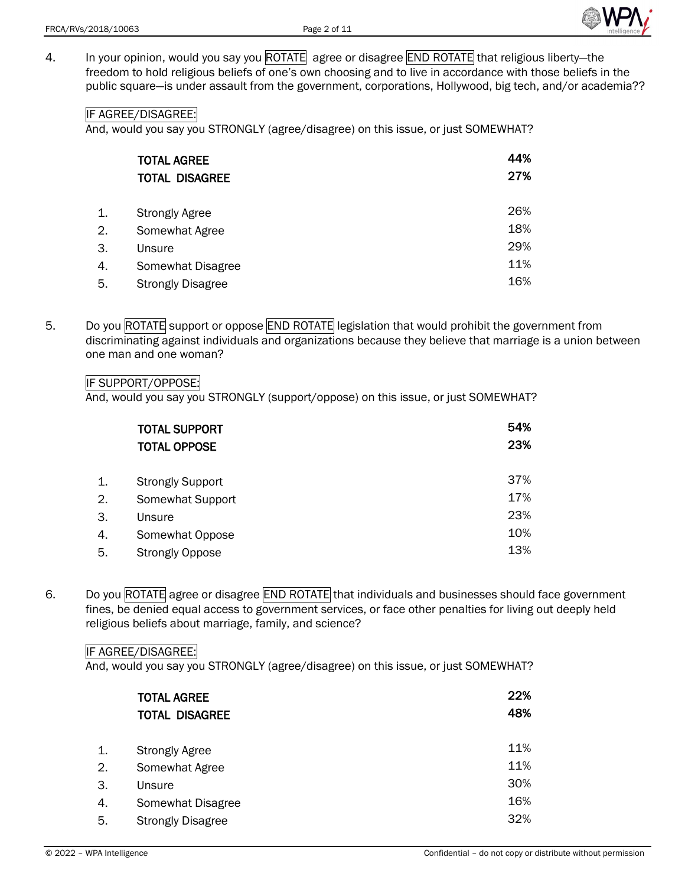4. In your opinion, would you say you ROTATE agree or disagree END ROTATE that religious liberty—the freedom to hold religious beliefs of one's own choosing and to live in accordance with those beliefs in the public square—is under assault from the government, corporations, Hollywood, big tech, and/or academia??

IF AGREE/DISAGREE:
And, would you say you STRONGLY (agree/disagree) on this issue, or just SOMEWHAT?

| | | |
|---|---|---|
| | **TOTAL AGREE** | **44%** |
| | **TOTAL DISAGREE** | **27%** |
| 1. | Strongly Agree | 26% |
| 2. | Somewhat Agree | 18% |
| 3. | Unsure | 29% |
| 4. | Somewhat Disagree | 11% |
| 5. | Strongly Disagree | 16% |

5. Do you ROTATE support or oppose END ROTATE legislation that would prohibit the government from discriminating against individuals and organizations because they believe that marriage is a union between one man and one woman?

IF SUPPORT/OPPOSE:
And, would you say you STRONGLY (support/oppose) on this issue, or just SOMEWHAT?

| | | |
|---|---|---|
| | **TOTAL SUPPORT** | **54%** |
| | **TOTAL OPPOSE** | **23%** |
| 1. | Strongly Support | 37% |
| 2. | Somewhat Support | 17% |
| 3. | Unsure | 23% |
| 4. | Somewhat Oppose | 10% |
| 5. | Strongly Oppose | 13% |

6. Do you ROTATE agree or disagree END ROTATE that individuals and businesses should face government fines, be denied equal access to government services, or face other penalties for living out deeply held religious beliefs about marriage, family, and science?

IF AGREE/DISAGREE:
And, would you say you STRONGLY (agree/disagree) on this issue, or just SOMEWHAT?

| | | |
|---|---|---|
| | **TOTAL AGREE** | **22%** |
| | **TOTAL DISAGREE** | **48%** |
| 1. | Strongly Agree | 11% |
| 2. | Somewhat Agree | 11% |
| 3. | Unsure | 30% |
| 4. | Somewhat Disagree | 16% |
| 5. | Strongly Disagree | 32% |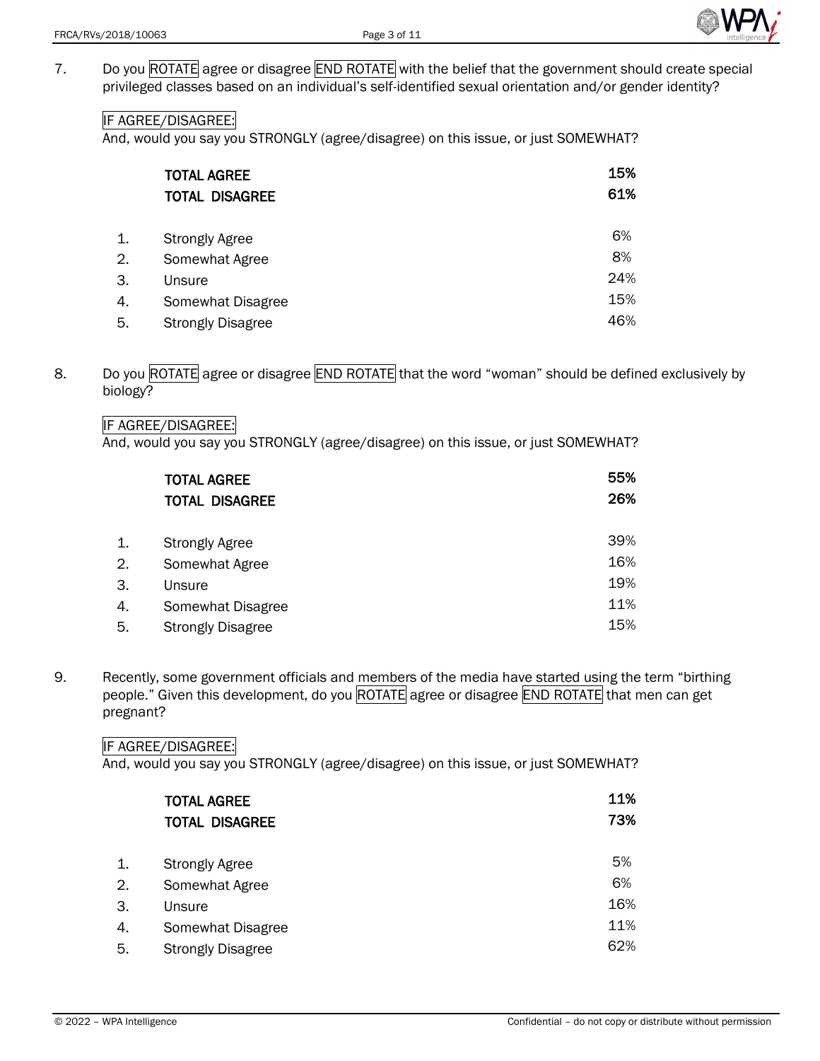7. Do you ROTATE agree or disagree END ROTATE with the belief that the government should create special privileged classes based on an individual's self-identified sexual orientation and/or gender identity?

   IF AGREE/DISAGREE:
   And, would you say you STRONGLY (agree/disagree) on this issue, or just SOMEWHAT?

| | | |
|---|---|---|
| | **TOTAL AGREE** | **15%** |
| | **TOTAL DISAGREE** | **61%** |
| 1. | Strongly Agree | 6% |
| 2. | Somewhat Agree | 8% |
| 3. | Unsure | 24% |
| 4. | Somewhat Disagree | 15% |
| 5. | Strongly Disagree | 46% |

8. Do you ROTATE agree or disagree END ROTATE that the word "woman" should be defined exclusively by biology?

   IF AGREE/DISAGREE:
   And, would you say you STRONGLY (agree/disagree) on this issue, or just SOMEWHAT?

| | | |
|---|---|---|
| | **TOTAL AGREE** | **55%** |
| | **TOTAL DISAGREE** | **26%** |
| 1. | Strongly Agree | 39% |
| 2. | Somewhat Agree | 16% |
| 3. | Unsure | 19% |
| 4. | Somewhat Disagree | 11% |
| 5. | Strongly Disagree | 15% |

9. Recently, some government officials and members of the media have started using the term "birthing people." Given this development, do you ROTATE agree or disagree END ROTATE that men can get pregnant?

   IF AGREE/DISAGREE:
   And, would you say you STRONGLY (agree/disagree) on this issue, or just SOMEWHAT?

| | | |
|---|---|---|
| | **TOTAL AGREE** | **11%** |
| | **TOTAL DISAGREE** | **73%** |
| 1. | Strongly Agree | 5% |
| 2. | Somewhat Agree | 6% |
| 3. | Unsure | 16% |
| 4. | Somewhat Disagree | 11% |
| 5. | Strongly Disagree | 62% |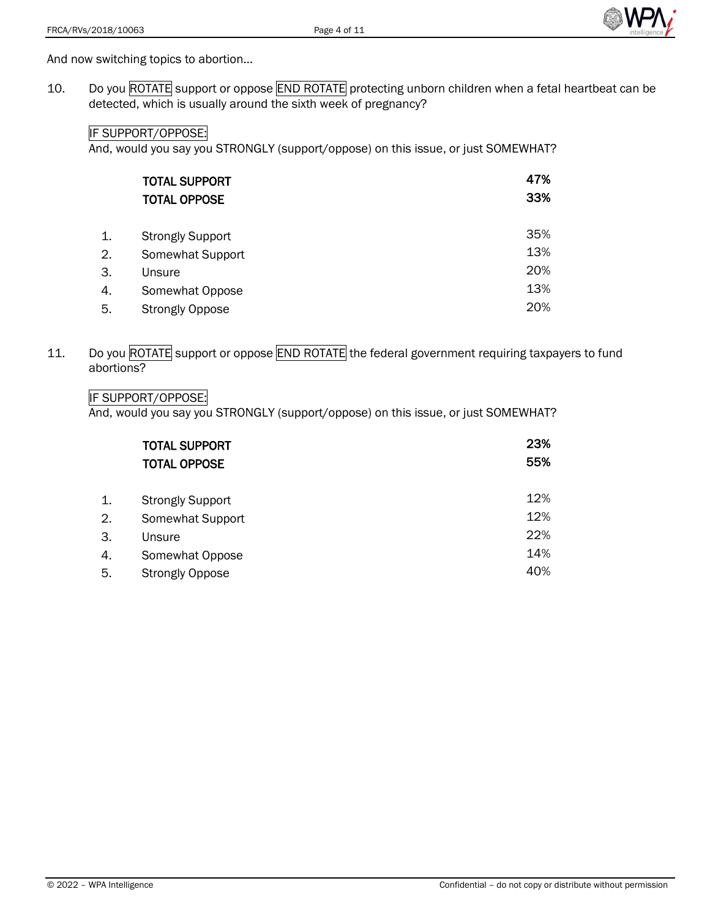And now switching topics to abortion…

10. Do you ROTATE support or oppose END ROTATE protecting unborn children when a fetal heartbeat can be detected, which is usually around the sixth week of pregnancy?

IF SUPPORT/OPPOSE:
And, would you say you STRONGLY (support/oppose) on this issue, or just SOMEWHAT?

| | | |
|---|---|---|
| | **TOTAL SUPPORT** | **47%** |
| | **TOTAL OPPOSE** | **33%** |
| 1. | Strongly Support | 35% |
| 2. | Somewhat Support | 13% |
| 3. | Unsure | 20% |
| 4. | Somewhat Oppose | 13% |
| 5. | Strongly Oppose | 20% |

11. Do you ROTATE support or oppose END ROTATE the federal government requiring taxpayers to fund abortions?

IF SUPPORT/OPPOSE:
And, would you say you STRONGLY (support/oppose) on this issue, or just SOMEWHAT?

| | | |
|---|---|---|
| | **TOTAL SUPPORT** | **23%** |
| | **TOTAL OPPOSE** | **55%** |
| 1. | Strongly Support | 12% |
| 2. | Somewhat Support | 12% |
| 3. | Unsure | 22% |
| 4. | Somewhat Oppose | 14% |
| 5. | Strongly Oppose | 40% |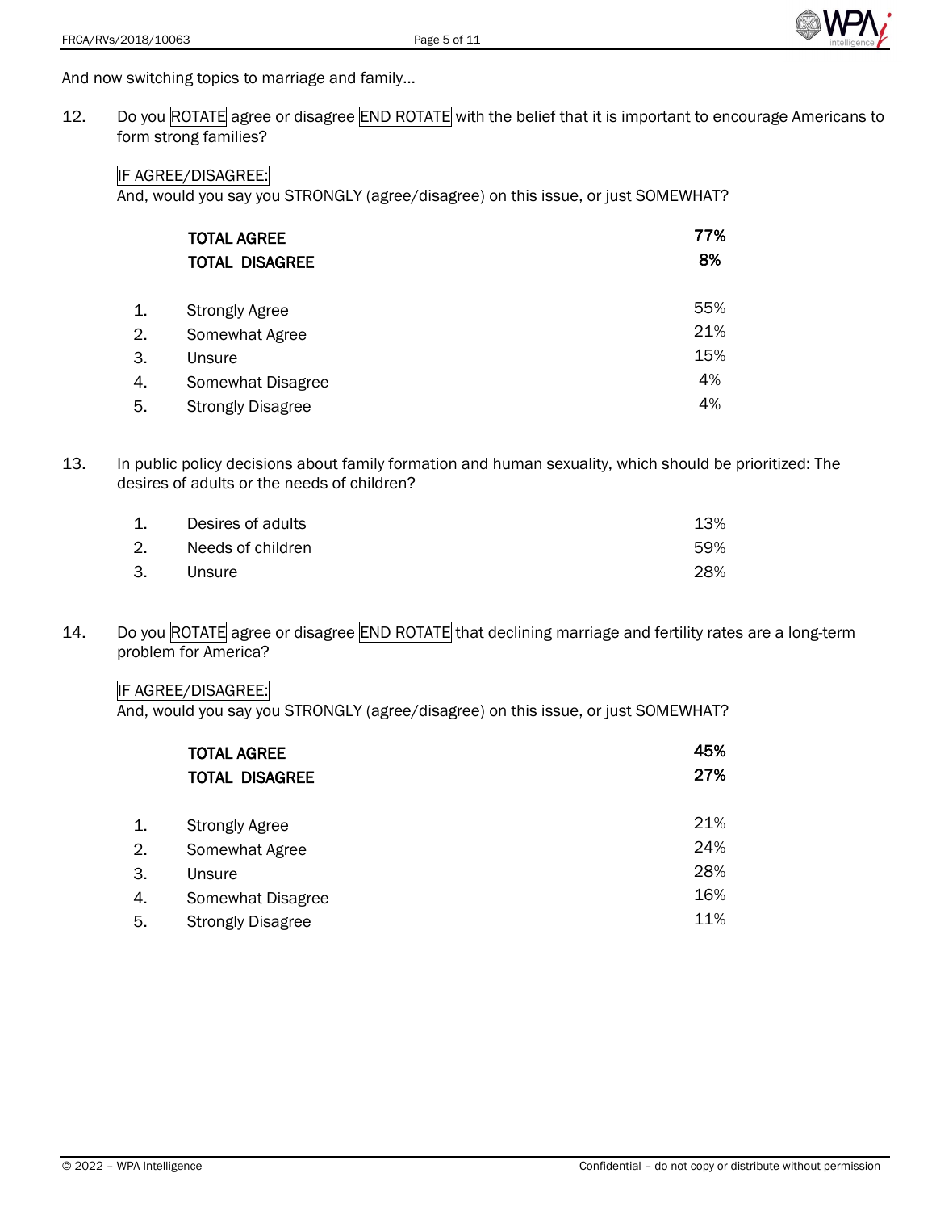And now switching topics to marriage and family…

12. Do you ROTATE agree or disagree END ROTATE with the belief that it is important to encourage Americans to form strong families?

IF AGREE/DISAGREE:
And, would you say you STRONGLY (agree/disagree) on this issue, or just SOMEWHAT?

| | | |
|---|---|---|
| | **TOTAL AGREE** | **77%** |
| | **TOTAL DISAGREE** | **8%** |
| 1. | Strongly Agree | 55% |
| 2. | Somewhat Agree | 21% |
| 3. | Unsure | 15% |
| 4. | Somewhat Disagree | 4% |
| 5. | Strongly Disagree | 4% |

13. In public policy decisions about family formation and human sexuality, which should be prioritized: The desires of adults or the needs of children?

| | | |
|---|---|---|
| 1. | Desires of adults | 13% |
| 2. | Needs of children | 59% |
| 3. | Unsure | 28% |

14. Do you ROTATE agree or disagree END ROTATE that declining marriage and fertility rates are a long-term problem for America?

IF AGREE/DISAGREE:
And, would you say you STRONGLY (agree/disagree) on this issue, or just SOMEWHAT?

| | | |
|---|---|---|
| | **TOTAL AGREE** | **45%** |
| | **TOTAL DISAGREE** | **27%** |
| 1. | Strongly Agree | 21% |
| 2. | Somewhat Agree | 24% |
| 3. | Unsure | 28% |
| 4. | Somewhat Disagree | 16% |
| 5. | Strongly Disagree | 11% |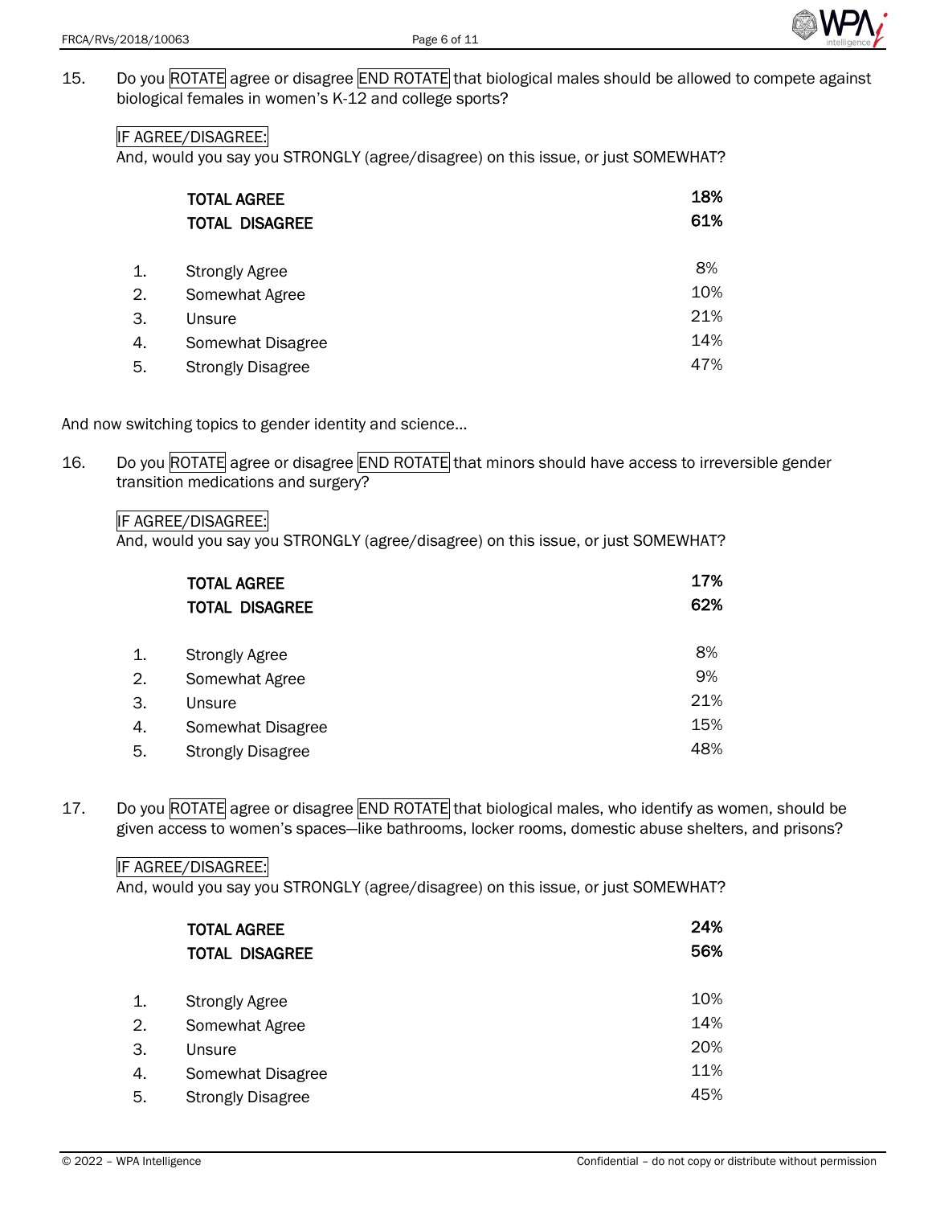15. Do you ROTATE agree or disagree END ROTATE that biological males should be allowed to compete against biological females in women's K-12 and college sports?

IF AGREE/DISAGREE:
And, would you say you STRONGLY (agree/disagree) on this issue, or just SOMEWHAT?

| | | |
|---|---|---|
| | **TOTAL AGREE** | **18%** |
| | **TOTAL DISAGREE** | **61%** |
| 1. | Strongly Agree | 8% |
| 2. | Somewhat Agree | 10% |
| 3. | Unsure | 21% |
| 4. | Somewhat Disagree | 14% |
| 5. | Strongly Disagree | 47% |

And now switching topics to gender identity and science...

16. Do you ROTATE agree or disagree END ROTATE that minors should have access to irreversible gender transition medications and surgery?

IF AGREE/DISAGREE:
And, would you say you STRONGLY (agree/disagree) on this issue, or just SOMEWHAT?

| | | |
|---|---|---|
| | **TOTAL AGREE** | **17%** |
| | **TOTAL DISAGREE** | **62%** |
| 1. | Strongly Agree | 8% |
| 2. | Somewhat Agree | 9% |
| 3. | Unsure | 21% |
| 4. | Somewhat Disagree | 15% |
| 5. | Strongly Disagree | 48% |

17. Do you ROTATE agree or disagree END ROTATE that biological males, who identify as women, should be given access to women's spaces—like bathrooms, locker rooms, domestic abuse shelters, and prisons?

IF AGREE/DISAGREE:
And, would you say you STRONGLY (agree/disagree) on this issue, or just SOMEWHAT?

| | | |
|---|---|---|
| | **TOTAL AGREE** | **24%** |
| | **TOTAL DISAGREE** | **56%** |
| 1. | Strongly Agree | 10% |
| 2. | Somewhat Agree | 14% |
| 3. | Unsure | 20% |
| 4. | Somewhat Disagree | 11% |
| 5. | Strongly Disagree | 45% |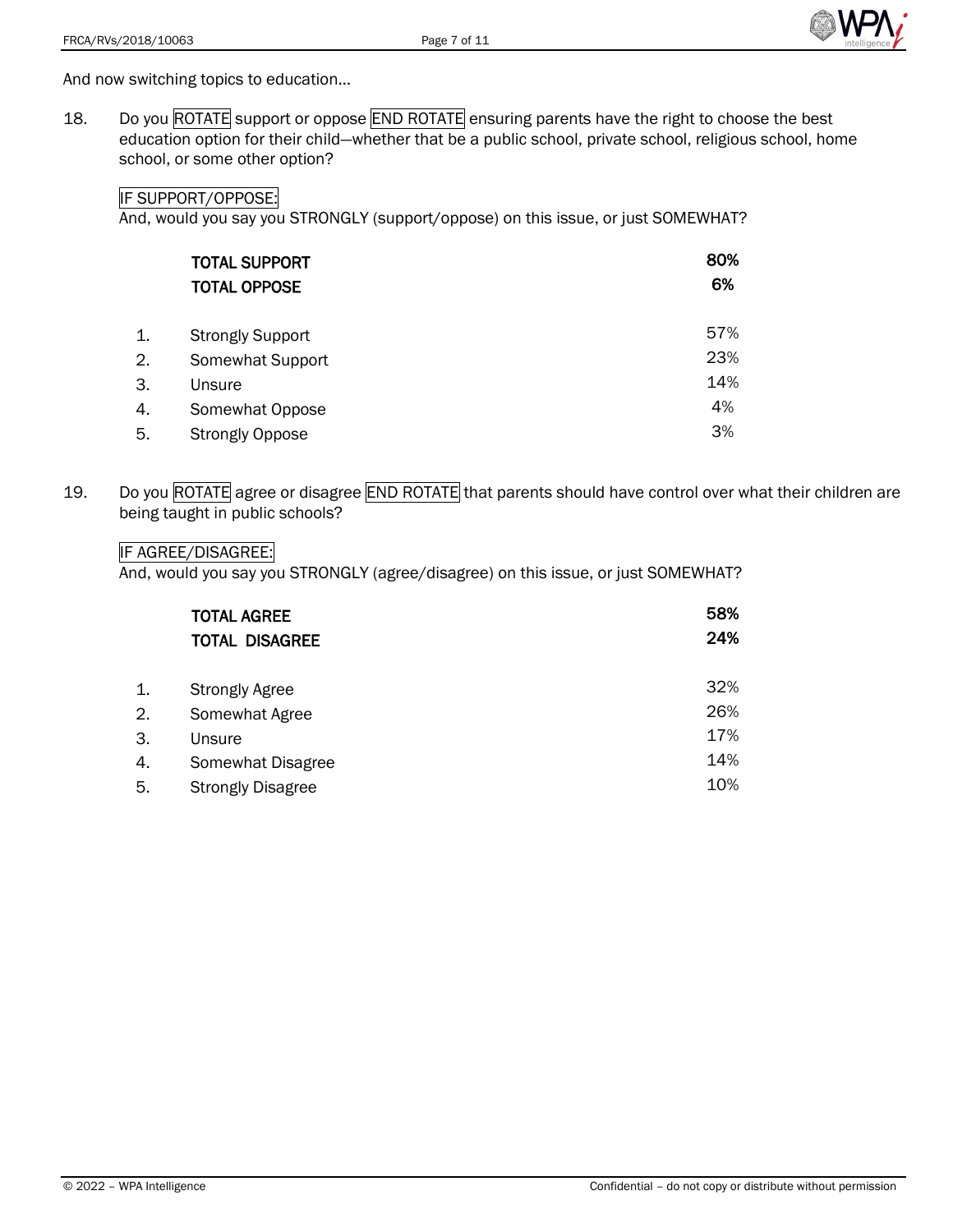And now switching topics to education…

18. Do you ROTATE support or oppose END ROTATE ensuring parents have the right to choose the best education option for their child—whether that be a public school, private school, religious school, home school, or some other option?

IF SUPPORT/OPPOSE:
And, would you say you STRONGLY (support/oppose) on this issue, or just SOMEWHAT?

| | | |
|---|---|---|
| | **TOTAL SUPPORT** | **80%** |
| | **TOTAL OPPOSE** | **6%** |
| 1. | Strongly Support | 57% |
| 2. | Somewhat Support | 23% |
| 3. | Unsure | 14% |
| 4. | Somewhat Oppose | 4% |
| 5. | Strongly Oppose | 3% |

19. Do you ROTATE agree or disagree END ROTATE that parents should have control over what their children are being taught in public schools?

IF AGREE/DISAGREE:
And, would you say you STRONGLY (agree/disagree) on this issue, or just SOMEWHAT?

| | | |
|---|---|---|
| | **TOTAL AGREE** | **58%** |
| | **TOTAL DISAGREE** | **24%** |
| 1. | Strongly Agree | 32% |
| 2. | Somewhat Agree | 26% |
| 3. | Unsure | 17% |
| 4. | Somewhat Disagree | 14% |
| 5. | Strongly Disagree | 10% |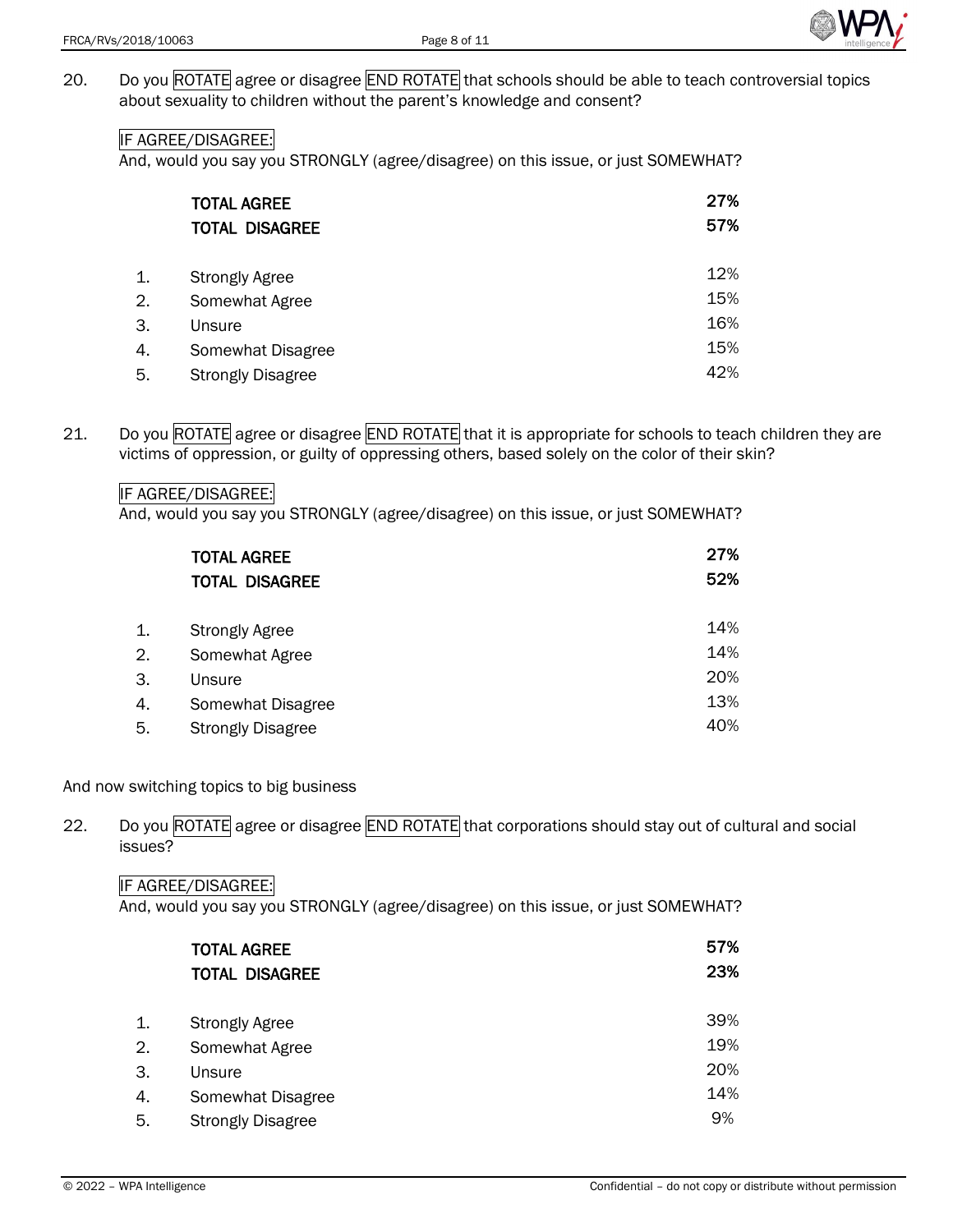20. Do you ROTATE agree or disagree END ROTATE that schools should be able to teach controversial topics about sexuality to children without the parent's knowledge and consent?

IF AGREE/DISAGREE:
And, would you say you STRONGLY (agree/disagree) on this issue, or just SOMEWHAT?

| | | |
|---|---|---|
| | **TOTAL AGREE** | **27%** |
| | **TOTAL DISAGREE** | **57%** |
| 1. | Strongly Agree | 12% |
| 2. | Somewhat Agree | 15% |
| 3. | Unsure | 16% |
| 4. | Somewhat Disagree | 15% |
| 5. | Strongly Disagree | 42% |

21. Do you ROTATE agree or disagree END ROTATE that it is appropriate for schools to teach children they are victims of oppression, or guilty of oppressing others, based solely on the color of their skin?

IF AGREE/DISAGREE:
And, would you say you STRONGLY (agree/disagree) on this issue, or just SOMEWHAT?

| | | |
|---|---|---|
| | **TOTAL AGREE** | **27%** |
| | **TOTAL DISAGREE** | **52%** |
| 1. | Strongly Agree | 14% |
| 2. | Somewhat Agree | 14% |
| 3. | Unsure | 20% |
| 4. | Somewhat Disagree | 13% |
| 5. | Strongly Disagree | 40% |

And now switching topics to big business

22. Do you ROTATE agree or disagree END ROTATE that corporations should stay out of cultural and social issues?

IF AGREE/DISAGREE:
And, would you say you STRONGLY (agree/disagree) on this issue, or just SOMEWHAT?

| | | |
|---|---|---|
| | **TOTAL AGREE** | **57%** |
| | **TOTAL DISAGREE** | **23%** |
| 1. | Strongly Agree | 39% |
| 2. | Somewhat Agree | 19% |
| 3. | Unsure | 20% |
| 4. | Somewhat Disagree | 14% |
| 5. | Strongly Disagree | 9% |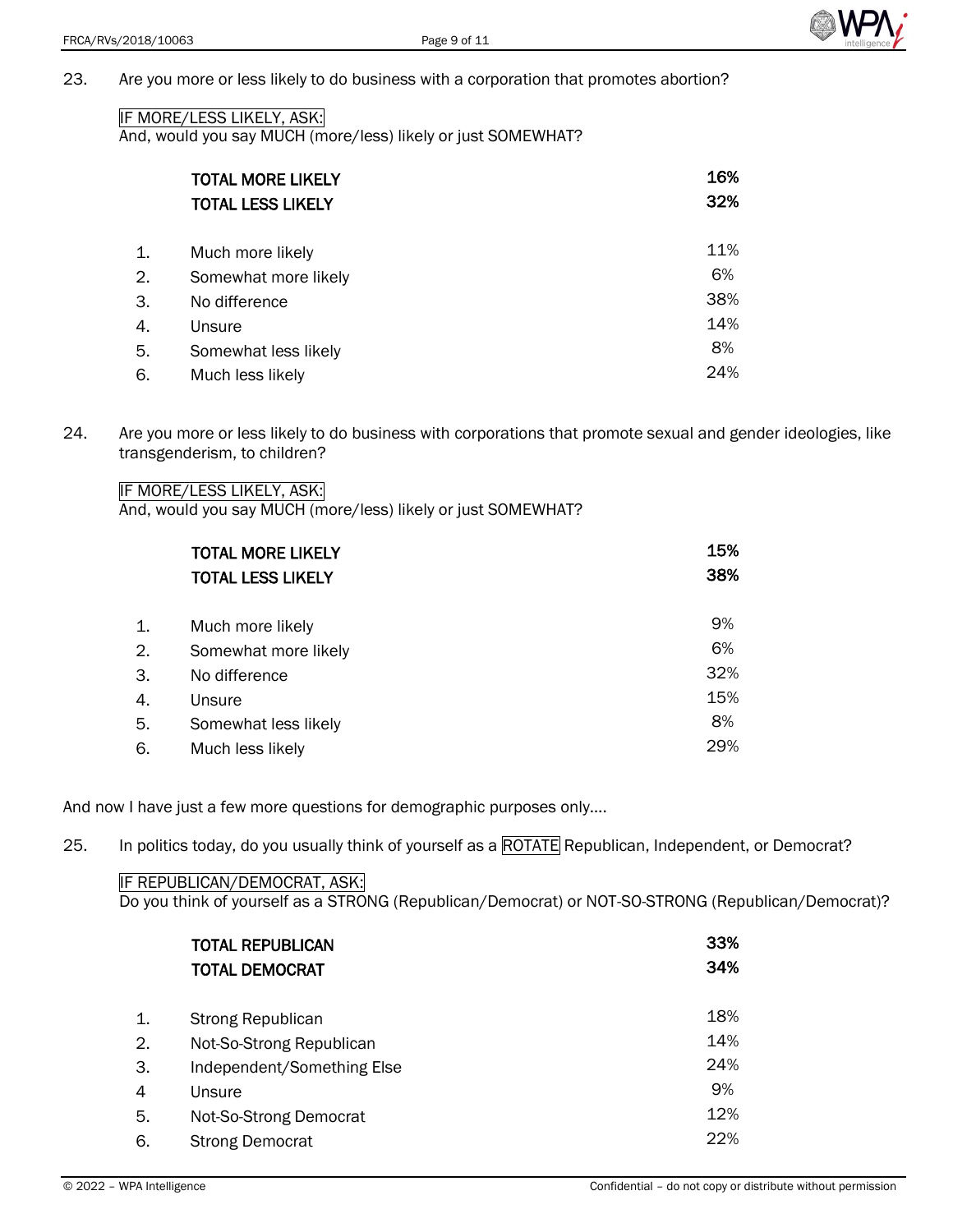23. Are you more or less likely to do business with a corporation that promotes abortion?

IF MORE/LESS LIKELY, ASK:
And, would you say MUCH (more/less) likely or just SOMEWHAT?

| | | |
|---|---|---|
| | **TOTAL MORE LIKELY** | **16%** |
| | **TOTAL LESS LIKELY** | **32%** |
| 1. | Much more likely | 11% |
| 2. | Somewhat more likely | 6% |
| 3. | No difference | 38% |
| 4. | Unsure | 14% |
| 5. | Somewhat less likely | 8% |
| 6. | Much less likely | 24% |

24. Are you more or less likely to do business with corporations that promote sexual and gender ideologies, like transgenderism, to children?

IF MORE/LESS LIKELY, ASK:
And, would you say MUCH (more/less) likely or just SOMEWHAT?

| | | |
|---|---|---|
| | **TOTAL MORE LIKELY** | **15%** |
| | **TOTAL LESS LIKELY** | **38%** |
| 1. | Much more likely | 9% |
| 2. | Somewhat more likely | 6% |
| 3. | No difference | 32% |
| 4. | Unsure | 15% |
| 5. | Somewhat less likely | 8% |
| 6. | Much less likely | 29% |

And now I have just a few more questions for demographic purposes only....

25. In politics today, do you usually think of yourself as a ROTATE Republican, Independent, or Democrat?

IF REPUBLICAN/DEMOCRAT, ASK:
Do you think of yourself as a STRONG (Republican/Democrat) or NOT-SO-STRONG (Republican/Democrat)?

| | | |
|---|---|---|
| | **TOTAL REPUBLICAN** | **33%** |
| | **TOTAL DEMOCRAT** | **34%** |
| 1. | Strong Republican | 18% |
| 2. | Not-So-Strong Republican | 14% |
| 3. | Independent/Something Else | 24% |
| 4 | Unsure | 9% |
| 5. | Not-So-Strong Democrat | 12% |
| 6. | Strong Democrat | 22% |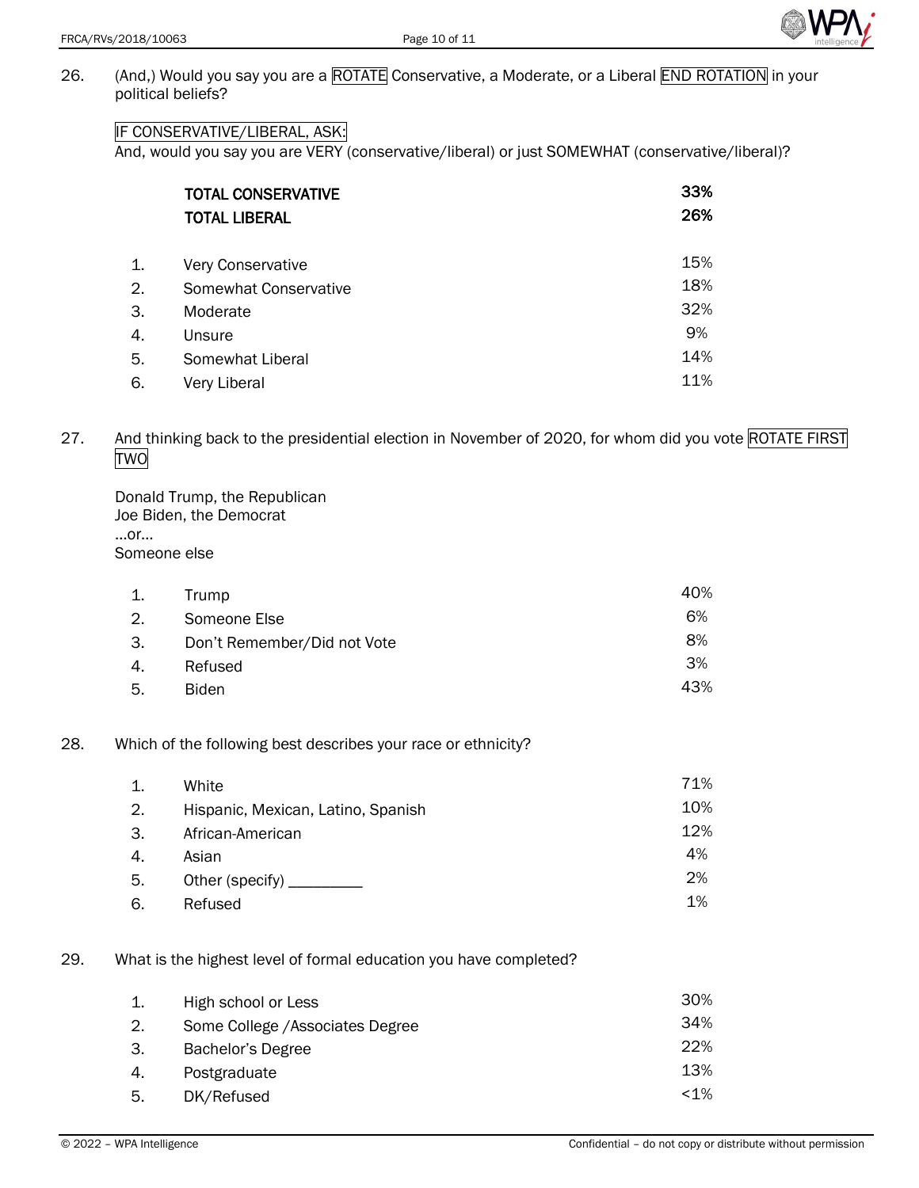26. (And,) Would you say you are a ROTATE Conservative, a Moderate, or a Liberal END ROTATION in your political beliefs?

IF CONSERVATIVE/LIBERAL, ASK:
And, would you say you are VERY (conservative/liberal) or just SOMEWHAT (conservative/liberal)?

| | | |
|---|---|---|
| | **TOTAL CONSERVATIVE** | **33%** |
| | **TOTAL LIBERAL** | **26%** |
| 1. | Very Conservative | 15% |
| 2. | Somewhat Conservative | 18% |
| 3. | Moderate | 32% |
| 4. | Unsure | 9% |
| 5. | Somewhat Liberal | 14% |
| 6. | Very Liberal | 11% |

27. And thinking back to the presidential election in November of 2020, for whom did you vote ROTATE FIRST TWO

Donald Trump, the Republican
Joe Biden, the Democrat
...or...
Someone else

| | | |
|---|---|---|
| 1. | Trump | 40% |
| 2. | Someone Else | 6% |
| 3. | Don't Remember/Did not Vote | 8% |
| 4. | Refused | 3% |
| 5. | Biden | 43% |

28. Which of the following best describes your race or ethnicity?

| | | |
|---|---|---|
| 1. | White | 71% |
| 2. | Hispanic, Mexican, Latino, Spanish | 10% |
| 3. | African-American | 12% |
| 4. | Asian | 4% |
| 5. | Other (specify) _________ | 2% |
| 6. | Refused | 1% |

29. What is the highest level of formal education you have completed?

| | | |
|---|---|---|
| 1. | High school or Less | 30% |
| 2. | Some College /Associates Degree | 34% |
| 3. | Bachelor's Degree | 22% |
| 4. | Postgraduate | 13% |
| 5. | DK/Refused | <1% |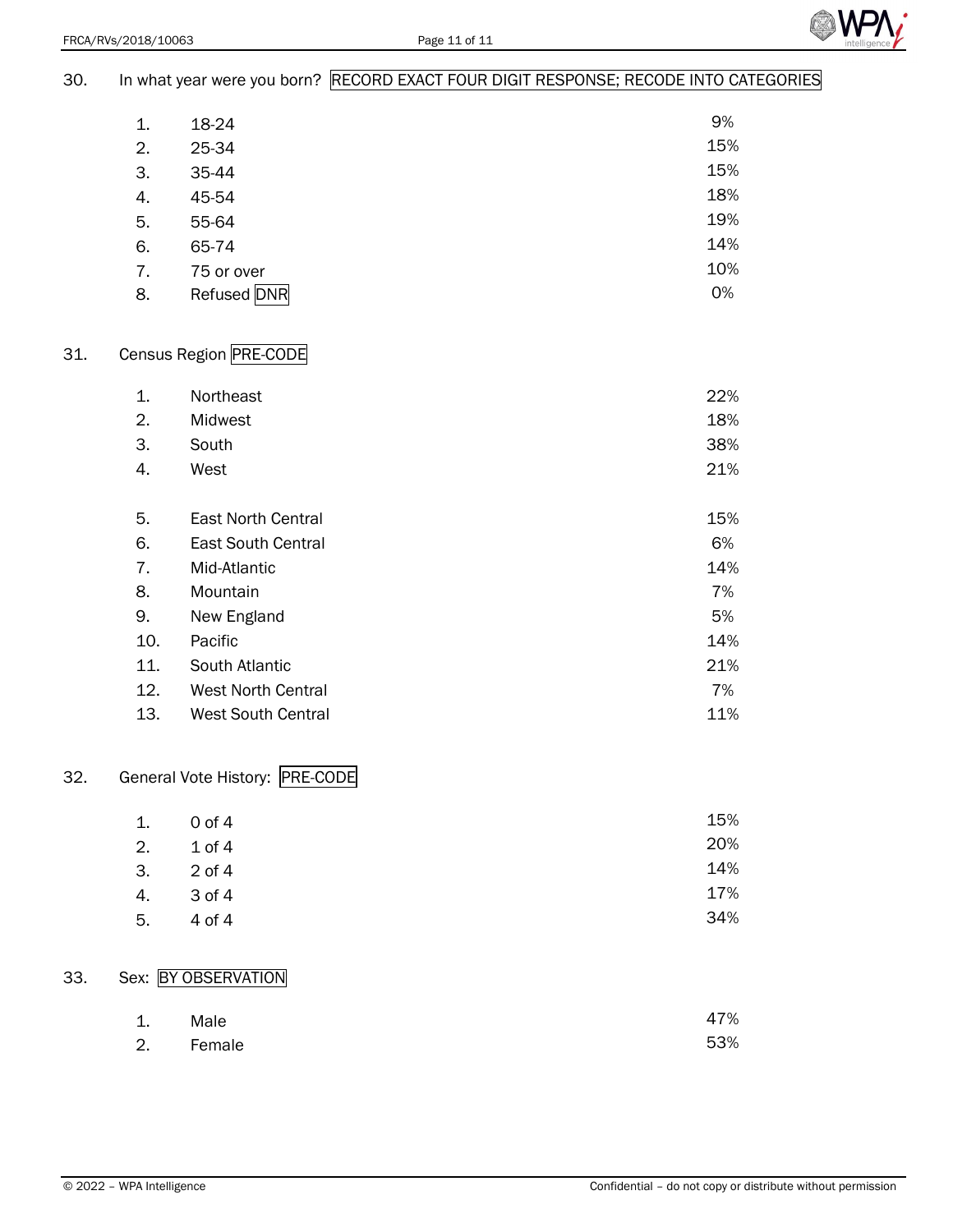30. In what year were you born? RECORD EXACT FOUR DIGIT RESPONSE; RECODE INTO CATEGORIES

| | | |
|---|---|---|
| 1. | 18-24 | 9% |
| 2. | 25-34 | 15% |
| 3. | 35-44 | 15% |
| 4. | 45-54 | 18% |
| 5. | 55-64 | 19% |
| 6. | 65-74 | 14% |
| 7. | 75 or over | 10% |
| 8. | Refused DNR | 0% |

31. Census Region PRE-CODE

| | | |
|---|---|---|
| 1. | Northeast | 22% |
| 2. | Midwest | 18% |
| 3. | South | 38% |
| 4. | West | 21% |
| 5. | East North Central | 15% |
| 6. | East South Central | 6% |
| 7. | Mid-Atlantic | 14% |
| 8. | Mountain | 7% |
| 9. | New England | 5% |
| 10. | Pacific | 14% |
| 11. | South Atlantic | 21% |
| 12. | West North Central | 7% |
| 13. | West South Central | 11% |

32. General Vote History: PRE-CODE

| | | |
|---|---|---|
| 1. | 0 of 4 | 15% |
| 2. | 1 of 4 | 20% |
| 3. | 2 of 4 | 14% |
| 4. | 3 of 4 | 17% |
| 5. | 4 of 4 | 34% |

33. Sex: BY OBSERVATION

| | | |
|---|---|---|
| 1. | Male | 47% |
| 2. | Female | 53% |